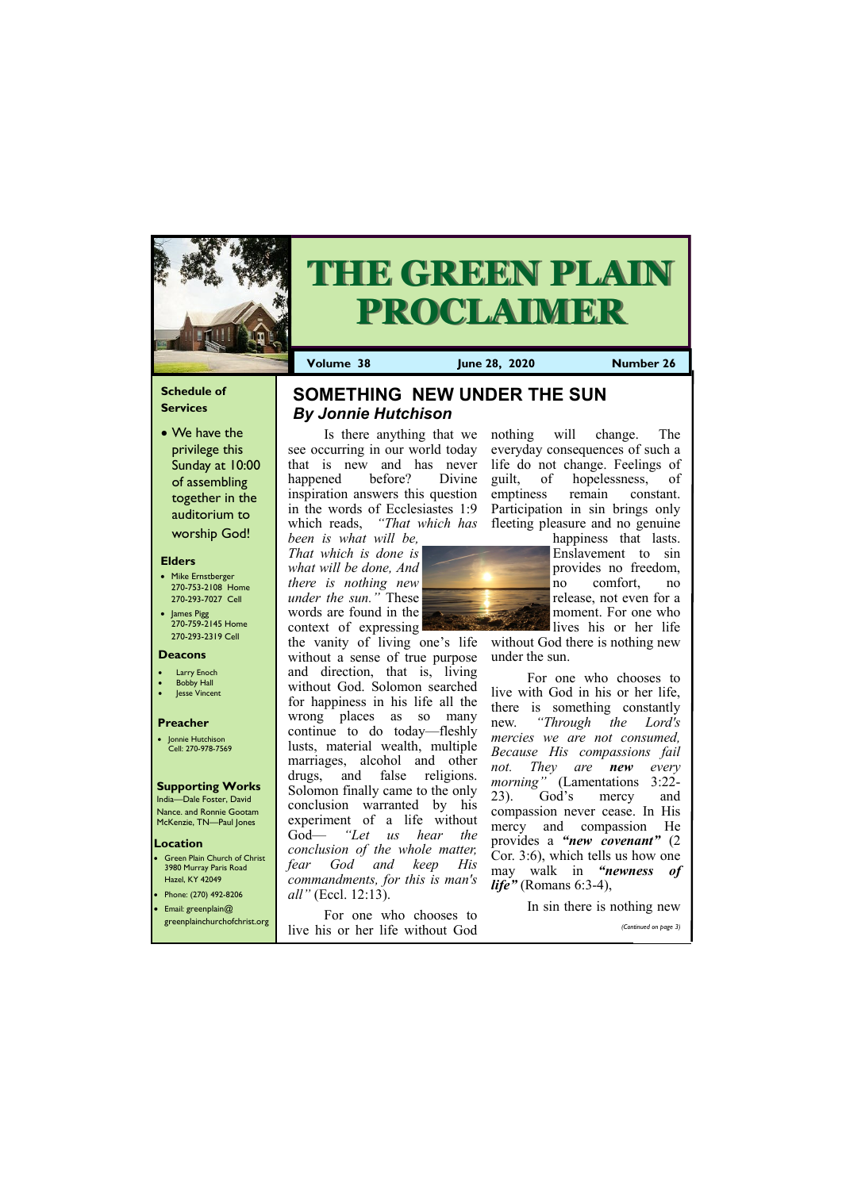# THE GREEN PLAIN PROCLAIMER

**Volume 38** | **June 28, 2020** | **Number 26**

### Schedule of Services

- We have the privilege this Sunday at 10:00 of assembling together in the auditorium to worship God!

### Elders

- Mike Ernstberger 270-753-2108 Home 270-293-7027 Cell
- James Pigg 270-759-2145 Home 270-293-2319 Cell

### Deacons

- Larry Enoch
- Bobby Hall
- Jesse Vincent

### Preacher

- Jonnie Hutchison Cell: 270-978-7569

### Supporting Works

India—Dale Foster, David Nance. and Ronnie Gootam McKenzie, TN—Paul Jones

### Location

- Green Plain Church of Christ 3980 Murray Paris Road Hazel, KY 42049
- Phone: (270) 492-8206
- Email: greenplain@ greenplainchurchofchrist.org

## SOMETHING NEW UNDER THE SUN

***By Jonnie Hutchison***

Is there anything that we see occurring in our world today that is new and has never happened before? Divine inspiration answers this question in the words of Ecclesiastes 1:9 which reads, *"That which has been is what will be, That which is done is what will be done, And there is nothing new under the sun."* These words are found in the context of expressing the vanity of living one's life without a sense of true purpose and direction, that is, living without God. Solomon searched for happiness in his life all the wrong places as so many continue to do today—fleshly lusts, material wealth, multiple marriages, alcohol and other drugs, and false religions. Solomon finally came to the only conclusion warranted by his experiment of a life without God— *"Let us hear the conclusion of the whole matter, fear God and keep His commandments, for this is man's all"* (Eccl. 12:13).

For one who chooses to live his or her life without God nothing will change. The everyday consequences of such a life do not change. Feelings of guilt, of hopelessness, of emptiness remain constant. Participation in sin brings only fleeting pleasure and no genuine happiness that lasts. Enslavement to sin provides no freedom, no comfort, no release, not even for a moment. For one who lives his or her life without God there is nothing new under the sun.

For one who chooses to live with God in his or her life, there is something constantly new. *"Through the Lord's mercies we are not consumed, Because His compassions fail not. They are* ***new*** *every morning"* (Lamentations 3:22-23). God's mercy and compassion never cease. In His mercy and compassion He provides a ***"new covenant"*** (2 Cor. 3:6), which tells us how one may walk in ***"newness of life"*** (Romans 6:3-4),

In sin there is nothing new

*(Continued on page 3)*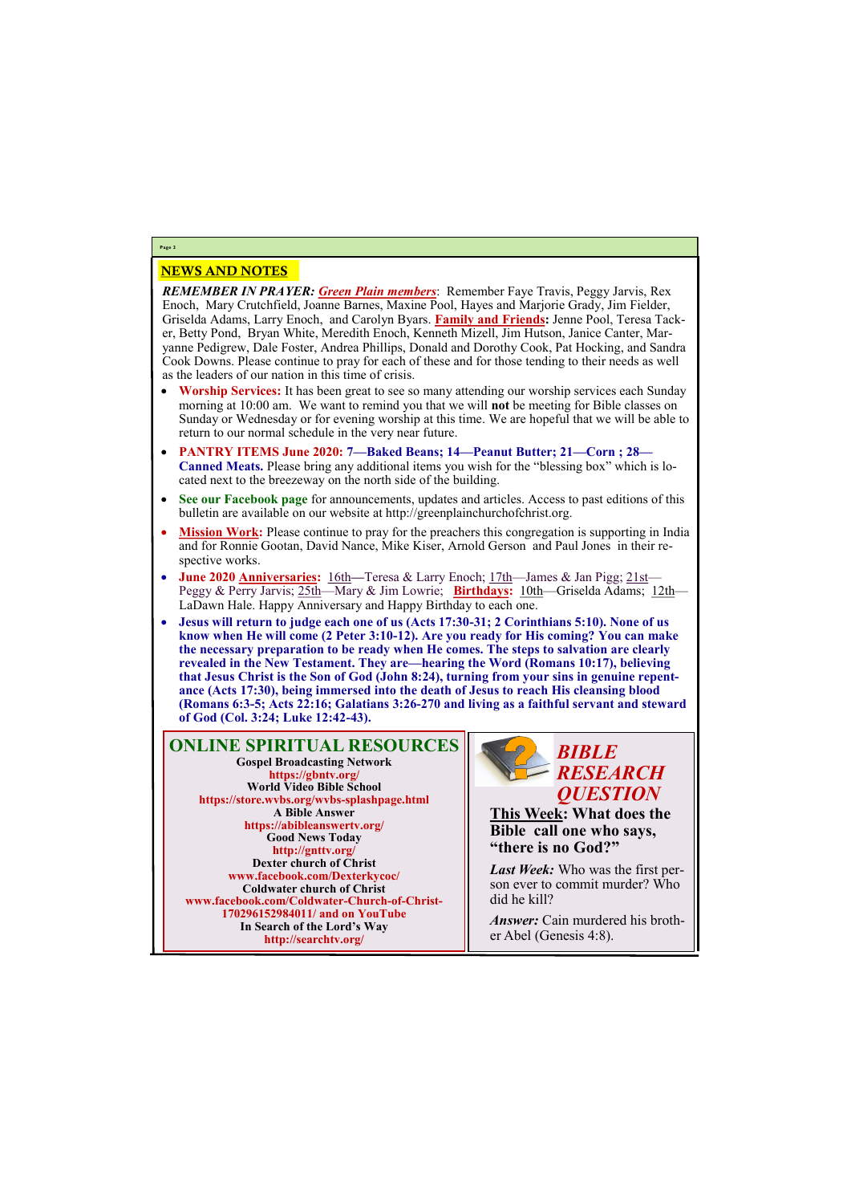## NEWS AND NOTES

***REMEMBER IN PRAYER:*** ***Green Plain members***: Remember Faye Travis, Peggy Jarvis, Rex Enoch, Mary Crutchfield, Joanne Barnes, Maxine Pool, Hayes and Marjorie Grady, Jim Fielder, Griselda Adams, Larry Enoch, and Carolyn Byars. **Family and Friends:** Jenne Pool, Teresa Tacker, Betty Pond, Bryan White, Meredith Enoch, Kenneth Mizell, Jim Hutson, Janice Canter, Maryanne Pedigrew, Dale Foster, Andrea Phillips, Donald and Dorothy Cook, Pat Hocking, and Sandra Cook Downs. Please continue to pray for each of these and for those tending to their needs as well as the leaders of our nation in this time of crisis.

- **Worship Services:** It has been great to see so many attending our worship services each Sunday morning at 10:00 am. We want to remind you that we will **not** be meeting for Bible classes on Sunday or Wednesday or for evening worship at this time. We are hopeful that we will be able to return to our normal schedule in the very near future.
- **PANTRY ITEMS June 2020: 7—Baked Beans; 14—Peanut Butter; 21—Corn ; 28—Canned Meats.** Please bring any additional items you wish for the "blessing box" which is located next to the breezeway on the north side of the building.
- **See our Facebook page** for announcements, updates and articles. Access to past editions of this bulletin are available on our website at http://greenplainchurchofchrist.org.
- **Mission Work:** Please continue to pray for the preachers this congregation is supporting in India and for Ronnie Gootan, David Nance, Mike Kiser, Arnold Gerson and Paul Jones in their respective works.
- **June 2020 Anniversaries:** 16th—Teresa & Larry Enoch; 17th—James & Jan Pigg; 21st—Peggy & Perry Jarvis; 25th—Mary & Jim Lowrie; **Birthdays:** 10th—Griselda Adams; 12th—LaDawn Hale. Happy Anniversary and Happy Birthday to each one.
- **Jesus will return to judge each one of us (Acts 17:30-31; 2 Corinthians 5:10). None of us know when He will come (2 Peter 3:10-12). Are you ready for His coming? You can make the necessary preparation to be ready when He comes. The steps to salvation are clearly revealed in the New Testament. They are—hearing the Word (Romans 10:17), believing that Jesus Christ is the Son of God (John 8:24), turning from your sins in genuine repentance (Acts 17:30), being immersed into the death of Jesus to reach His cleansing blood (Romans 6:3-5; Acts 22:16; Galatians 3:26-270 and living as a faithful servant and steward of God (Col. 3:24; Luke 12:42-43).**

## ONLINE SPIRITUAL RESOURCES

**Gospel Broadcasting Network**
**https://gbntv.org/**
**World Video Bible School**
**https://store.wvbs.org/wvbs-splashpage.html**
**A Bible Answer**
**https://abibleanswertv.org/**
**Good News Today**
**http://gnttv.org/**
**Dexter church of Christ**
**www.facebook.com/Dexterkycoc/**
**Coldwater church of Christ**
**www.facebook.com/Coldwater-Church-of-Christ-170296152984011/ and on YouTube**
**In Search of the Lord's Way**
**http://searchtv.org/**

## *BIBLE RESEARCH QUESTION*

**This Week: What does the Bible call one who says, "there is no God?"**

***Last Week:*** Who was the first person ever to commit murder? Who did he kill?

***Answer:*** Cain murdered his brother Abel (Genesis 4:8).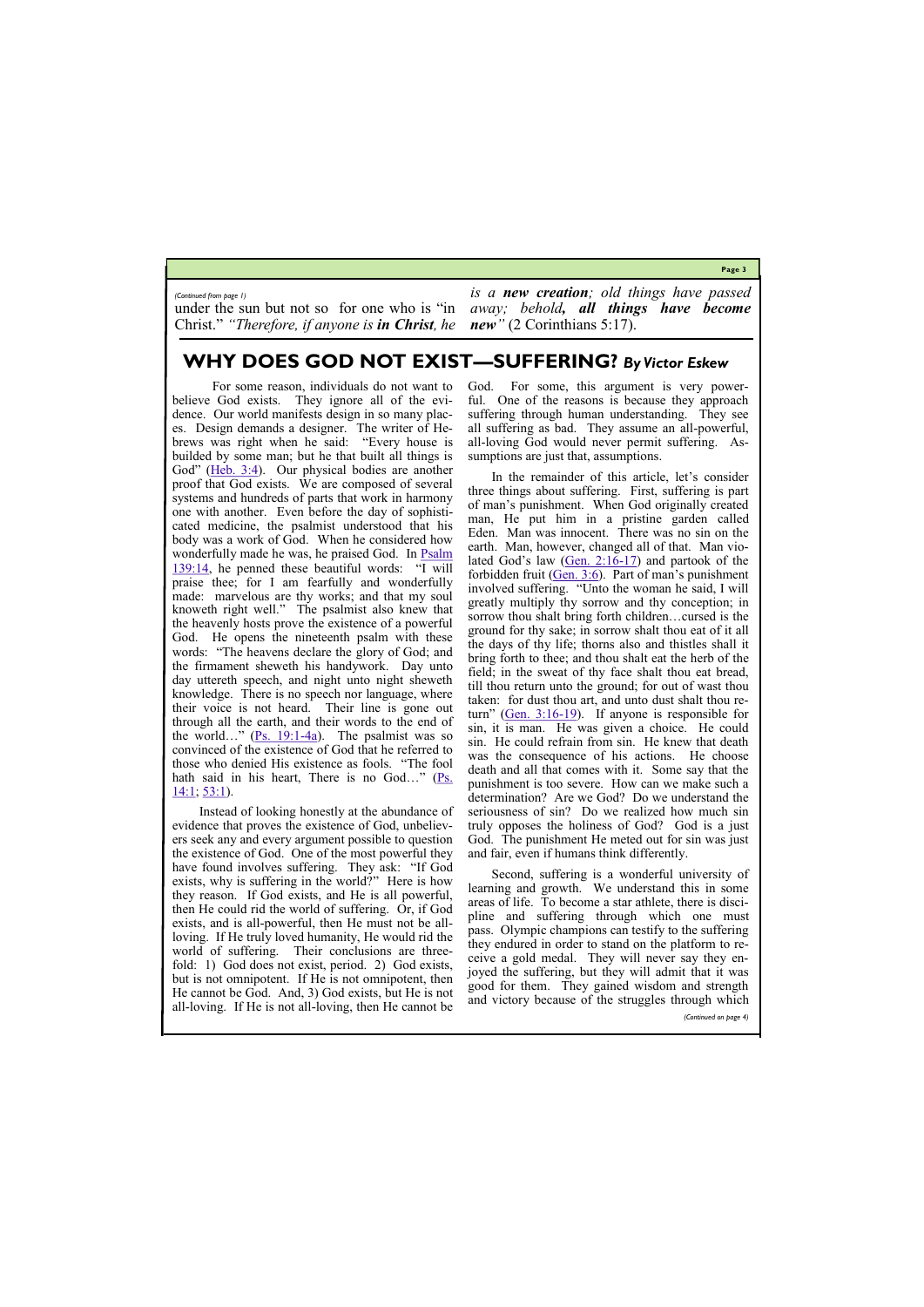*(Continued from page 1)*

under the sun but not so for one who is "in Christ." *"Therefore, if anyone is **in Christ**, he is a **new creation**; old things have passed away; behold**, all things have become new**"* (2 Corinthians 5:17).

## WHY DOES GOD NOT EXIST—SUFFERING? *By Victor Eskew*

For some reason, individuals do not want to believe God exists. They ignore all of the evidence. Our world manifests design in so many places. Design demands a designer. The writer of Hebrews was right when he said: "Every house is builded by some man; but he that built all things is God" (Heb. 3:4). Our physical bodies are another proof that God exists. We are composed of several systems and hundreds of parts that work in harmony one with another. Even before the day of sophisticated medicine, the psalmist understood that his body was a work of God. When he considered how wonderfully made he was, he praised God. In Psalm 139:14, he penned these beautiful words: "I will praise thee; for I am fearfully and wonderfully made: marvelous are thy works; and that my soul knoweth right well." The psalmist also knew that the heavenly hosts prove the existence of a powerful God. He opens the nineteenth psalm with these words: "The heavens declare the glory of God; and the firmament sheweth his handywork. Day unto day uttereth speech, and night unto night sheweth knowledge. There is no speech nor language, where their voice is not heard. Their line is gone out through all the earth, and their words to the end of the world…" (Ps. 19:1-4a). The psalmist was so convinced of the existence of God that he referred to those who denied His existence as fools. "The fool hath said in his heart, There is no God…" (Ps. 14:1; 53:1).

Instead of looking honestly at the abundance of evidence that proves the existence of God, unbelievers seek any and every argument possible to question the existence of God. One of the most powerful they have found involves suffering. They ask: "If God exists, why is suffering in the world?" Here is how they reason. If God exists, and He is all powerful, then He could rid the world of suffering. Or, if God exists, and is all-powerful, then He must not be all-loving. If He truly loved humanity, He would rid the world of suffering. Their conclusions are threefold: 1) God does not exist, period. 2) God exists, but is not omnipotent. If He is not omnipotent, then He cannot be God. And, 3) God exists, but He is not all-loving. If He is not all-loving, then He cannot be God. For some, this argument is very powerful. One of the reasons is because they approach suffering through human understanding. They see all suffering as bad. They assume an all-powerful, all-loving God would never permit suffering. Assumptions are just that, assumptions.

In the remainder of this article, let's consider three things about suffering. First, suffering is part of man's punishment. When God originally created man, He put him in a pristine garden called Eden. Man was innocent. There was no sin on the earth. Man, however, changed all of that. Man violated God's law (Gen. 2:16-17) and partook of the forbidden fruit (Gen. 3:6). Part of man's punishment involved suffering. "Unto the woman he said, I will greatly multiply thy sorrow and thy conception; in sorrow thou shalt bring forth children…cursed is the ground for thy sake; in sorrow shalt thou eat of it all the days of thy life; thorns also and thistles shall it bring forth to thee; and thou shalt eat the herb of the field; in the sweat of thy face shalt thou eat bread, till thou return unto the ground; for out of wast thou taken: for dust thou art, and unto dust shalt thou return" (Gen. 3:16-19). If anyone is responsible for sin, it is man. He was given a choice. He could sin. He could refrain from sin. He knew that death was the consequence of his actions. He choose death and all that comes with it. Some say that the punishment is too severe. How can we make such a determination? Are we God? Do we understand the seriousness of sin? Do we realized how much sin truly opposes the holiness of God? God is a just God. The punishment He meted out for sin was just and fair, even if humans think differently.

Second, suffering is a wonderful university of learning and growth. We understand this in some areas of life. To become a star athlete, there is discipline and suffering through which one must pass. Olympic champions can testify to the suffering they endured in order to stand on the platform to receive a gold medal. They will never say they enjoyed the suffering, but they will admit that it was good for them. They gained wisdom and strength and victory because of the struggles through which

*(Continued on page 4)*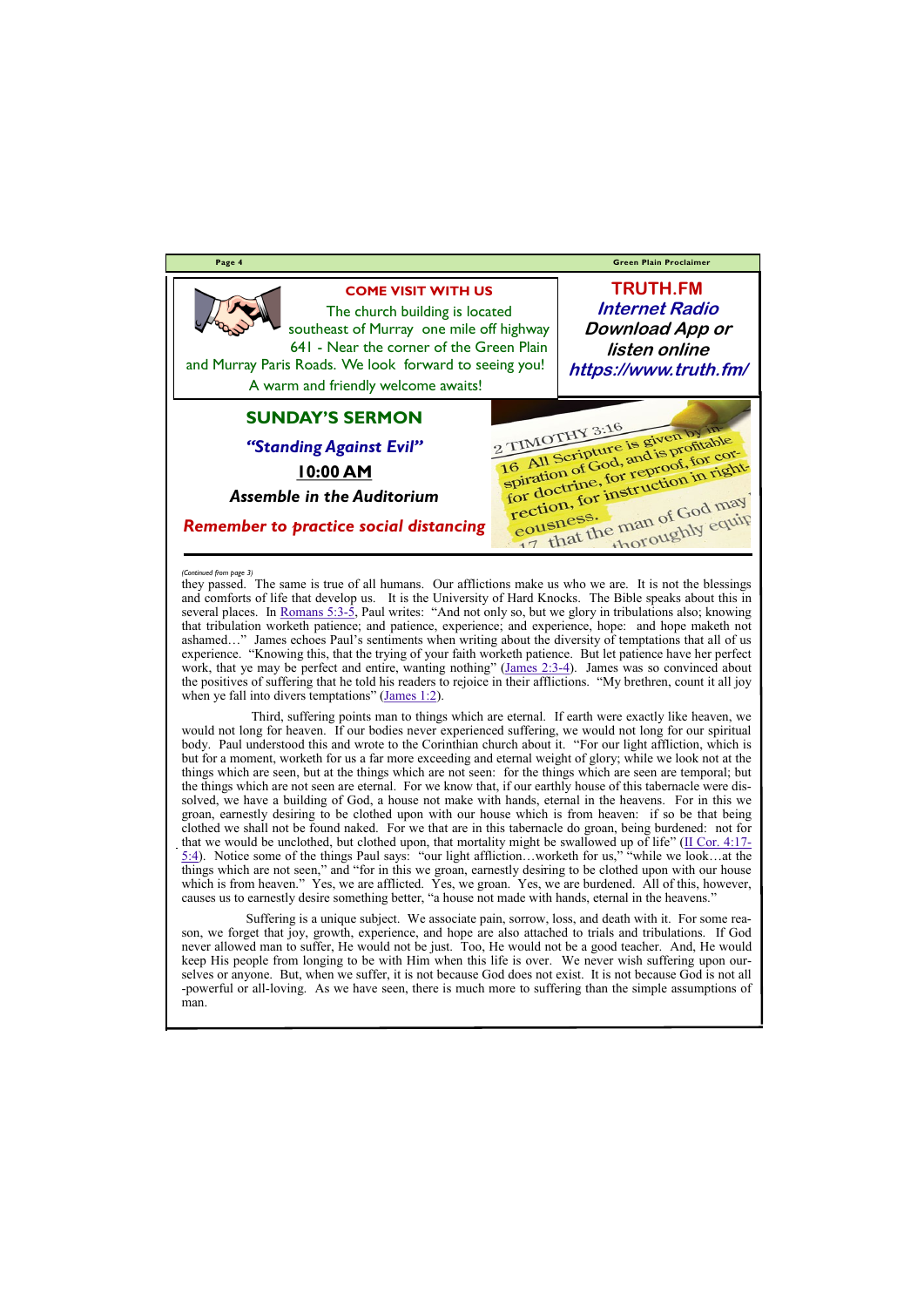## COME VISIT WITH US

The church building is located southeast of Murray one mile off highway 641 - Near the corner of the Green Plain and Murray Paris Roads. We look forward to seeing you! A warm and friendly welcome awaits!

## TRUTH.FM

***Internet Radio***

***Download App or listen online***

***https://www.truth.fm/***

## SUNDAY'S SERMON

***"Standing Against Evil"***

**10:00 AM**

***Assemble in the Auditorium***

***Remember to practice social distancing***

2 TIMOTHY 3:16

16 All Scripture is given by inspiration of God, and is profitable for doctrine, for reproof, for correction, for instruction in righteousness.

17 that the man of God may be thoroughly equip

---

*(Continued from page 3)*

they passed. The same is true of all humans. Our afflictions make us who we are. It is not the blessings and comforts of life that develop us. It is the University of Hard Knocks. The Bible speaks about this in several places. In Romans 5:3-5, Paul writes: "And not only so, but we glory in tribulations also; knowing that tribulation worketh patience; and patience, experience; and experience, hope: and hope maketh not ashamed…" James echoes Paul's sentiments when writing about the diversity of temptations that all of us experience. "Knowing this, that the trying of your faith worketh patience. But let patience have her perfect work, that ye may be perfect and entire, wanting nothing" (James 2:3-4). James was so convinced about the positives of suffering that he told his readers to rejoice in their afflictions. "My brethren, count it all joy when ye fall into divers temptations" (James 1:2).

Third, suffering points man to things which are eternal. If earth were exactly like heaven, we would not long for heaven. If our bodies never experienced suffering, we would not long for our spiritual body. Paul understood this and wrote to the Corinthian church about it. "For our light affliction, which is but for a moment, worketh for us a far more exceeding and eternal weight of glory; while we look not at the things which are seen, but at the things which are not seen: for the things which are seen are temporal; but the things which are not seen are eternal. For we know that, if our earthly house of this tabernacle were dissolved, we have a building of God, a house not make with hands, eternal in the heavens. For in this we groan, earnestly desiring to be clothed upon with our house which is from heaven: if so be that being clothed we shall not be found naked. For we that are in this tabernacle do groan, being burdened: not for that we would be unclothed, but clothed upon, that mortality might be swallowed up of life" (II Cor. 4:17-5:4). Notice some of the things Paul says: "our light affliction…worketh for us," "while we look…at the things which are not seen," and "for in this we groan, earnestly desiring to be clothed upon with our house which is from heaven." Yes, we are afflicted. Yes, we groan. Yes, we are burdened. All of this, however, causes us to earnestly desire something better, "a house not made with hands, eternal in the heavens."

Suffering is a unique subject. We associate pain, sorrow, loss, and death with it. For some reason, we forget that joy, growth, experience, and hope are also attached to trials and tribulations. If God never allowed man to suffer, He would not be just. Too, He would not be a good teacher. And, He would keep His people from longing to be with Him when this life is over. We never wish suffering upon ourselves or anyone. But, when we suffer, it is not because God does not exist. It is not because God is not all-powerful or all-loving. As we have seen, there is much more to suffering than the simple assumptions of man.